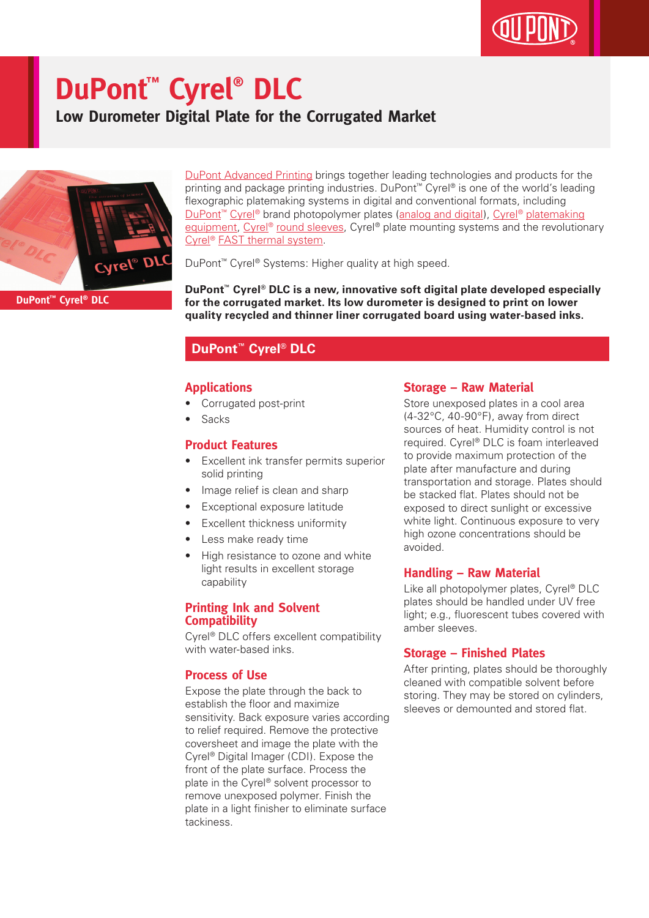# DuPont™ Cyrel® DLC

## Low Durometer Digital Plate for the Corrugated Market

DuPont™ Cyrel® DLC

DuPont Advanced Printing brings together leading technologies and products for the printing and package printing industries. DuPont™ Cyrel® is one of the world's leading flexographic platemaking systems in digital and conventional formats, including DuPont™ Cyrel® brand photopolymer plates (analog and digital), Cyrel® platemaking equipment, Cyrel® round sleeves, Cyrel® plate mounting systems and the revolutionary Cyrel® FAST thermal system.

DuPont™ Cyrel® Systems: Higher quality at high speed.

**DuPont™ Cyrel® DLC is a new, innovative soft digital plate developed especially for the corrugated market. Its low durometer is designed to print on lower quality recycled and thinner liner corrugated board using water-based inks.**

## DuPont™ Cyrel® DLC

### Applications

- Corrugated post-print
- Sacks

### Product Features

- Excellent ink transfer permits superior solid printing
- Image relief is clean and sharp
- Exceptional exposure latitude
- Excellent thickness uniformity
- Less make ready time
- High resistance to ozone and white light results in excellent storage capability

### Printing Ink and Solvent Compatibility

Cyrel® DLC offers excellent compatibility with water-based inks.

### Process of Use

Expose the plate through the back to establish the floor and maximize sensitivity. Back exposure varies according to relief required. Remove the protective coversheet and image the plate with the Cyrel® Digital Imager (CDI). Expose the front of the plate surface. Process the plate in the Cyrel® solvent processor to remove unexposed polymer. Finish the plate in a light finisher to eliminate surface tackiness.

### Storage – Raw Material

Store unexposed plates in a cool area (4-32°C, 40-90°F), away from direct sources of heat. Humidity control is not required. Cyrel® DLC is foam interleaved to provide maximum protection of the plate after manufacture and during transportation and storage. Plates should be stacked flat. Plates should not be exposed to direct sunlight or excessive white light. Continuous exposure to very high ozone concentrations should be avoided.

### Handling – Raw Material

Like all photopolymer plates, Cyrel® DLC plates should be handled under UV free light; e.g., fluorescent tubes covered with amber sleeves.

### Storage – Finished Plates

After printing, plates should be thoroughly cleaned with compatible solvent before storing. They may be stored on cylinders, sleeves or demounted and stored flat.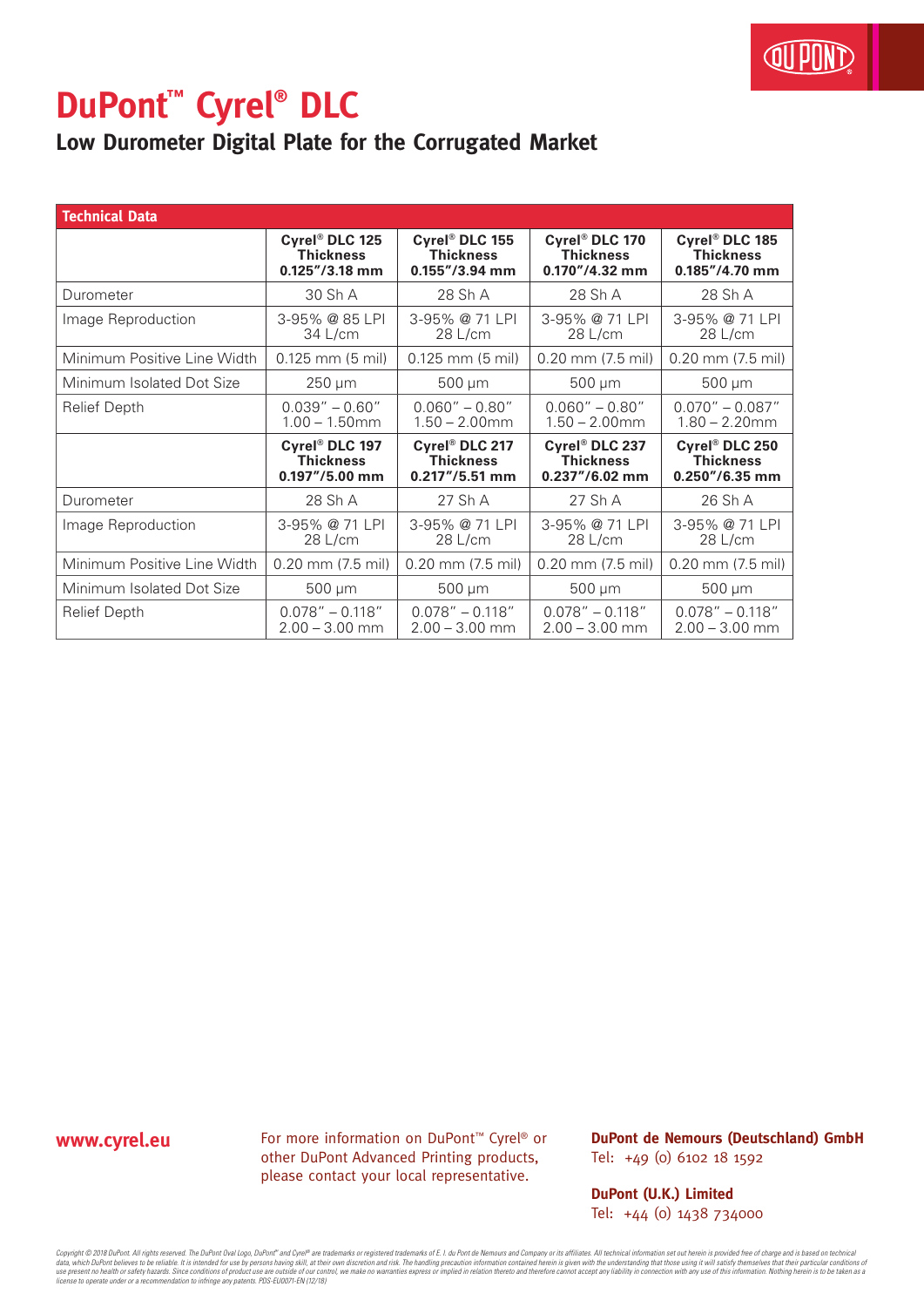# DuPont™ Cyrel® DLC

## Low Durometer Digital Plate for the Corrugated Market

**Technical Data**

| | Cyrel® DLC 125 Thickness 0.125″/3.18 mm | Cyrel® DLC 155 Thickness 0.155″/3.94 mm | Cyrel® DLC 170 Thickness 0.170″/4.32 mm | Cyrel® DLC 185 Thickness 0.185″/4.70 mm |
|---|---|---|---|---|
| Durometer | 30 Sh A | 28 Sh A | 28 Sh A | 28 Sh A |
| Image Reproduction | 3-95% @ 85 LPI 34 L/cm | 3-95% @ 71 LPI 28 L/cm | 3-95% @ 71 LPI 28 L/cm | 3-95% @ 71 LPI 28 L/cm |
| Minimum Positive Line Width | 0.125 mm (5 mil) | 0.125 mm (5 mil) | 0.20 mm (7.5 mil) | 0.20 mm (7.5 mil) |
| Minimum Isolated Dot Size | 250 µm | 500 µm | 500 µm | 500 µm |
| Relief Depth | 0.039″ – 0.60″ 1.00 – 1.50mm | 0.060″ – 0.80″ 1.50 – 2.00mm | 0.060″ – 0.80″ 1.50 – 2.00mm | 0.070″ – 0.087″ 1.80 – 2.20mm |
| | **Cyrel® DLC 197 Thickness 0.197″/5.00 mm** | **Cyrel® DLC 217 Thickness 0.217″/5.51 mm** | **Cyrel® DLC 237 Thickness 0.237″/6.02 mm** | **Cyrel® DLC 250 Thickness 0.250″/6.35 mm** |
| Durometer | 28 Sh A | 27 Sh A | 27 Sh A | 26 Sh A |
| Image Reproduction | 3-95% @ 71 LPI 28 L/cm | 3-95% @ 71 LPI 28 L/cm | 3-95% @ 71 LPI 28 L/cm | 3-95% @ 71 LPI 28 L/cm |
| Minimum Positive Line Width | 0.20 mm (7.5 mil) | 0.20 mm (7.5 mil) | 0.20 mm (7.5 mil) | 0.20 mm (7.5 mil) |
| Minimum Isolated Dot Size | 500 µm | 500 µm | 500 µm | 500 µm |
| Relief Depth | 0.078″ – 0.118″ 2.00 – 3.00 mm | 0.078″ – 0.118″ 2.00 – 3.00 mm | 0.078″ – 0.118″ 2.00 – 3.00 mm | 0.078″ – 0.118″ 2.00 – 3.00 mm |

**www.cyrel.eu**

For more information on DuPont™ Cyrel® or other DuPont Advanced Printing products, please contact your local representative.

**DuPont de Nemours (Deutschland) GmbH**
Tel: +49 (0) 6102 18 1592

**DuPont (U.K.) Limited**
Tel: +44 (0) 1438 734000

*Copyright © 2018 DuPont. All rights reserved. The DuPont Oval Logo, DuPont™ and Cyrel® are trademarks or registered trademarks of E. I. du Pont de Nemours and Company or its affiliates. All technical information set out herein is provided free of charge and is based on technical data, which DuPont believes to be reliable. It is intended for use by persons having skill, at their own discretion and risk. The handling precaution information contained herein is given with the understanding that those using it will satisfy themselves that their particular conditions of use present no health or safety hazards. Since conditions of product use are outside of our control, we make no warranties express or implied in relation thereto and therefore cannot accept any liability in connection with any use of this information. Nothing herein is to be taken as a license to operate under or a recommendation to infringe any patents. PDS-EU0071-EN (12/18)*